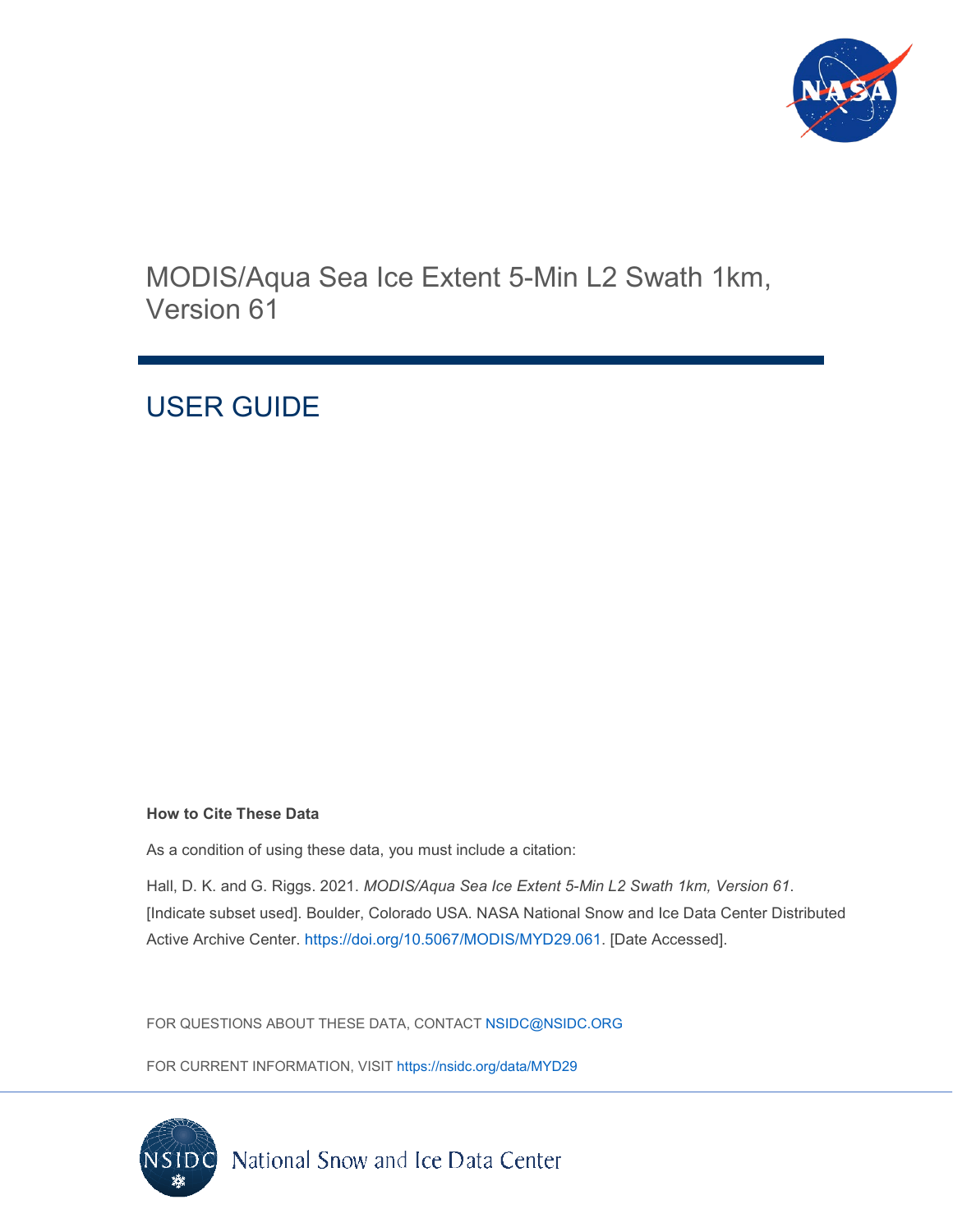# MODIS/Aqua Sea Ice Extent 5-Min L2 Swath 1km, Version 61

## USER GUIDE

**How to Cite These Data**

As a condition of using these data, you must include a citation:

Hall, D. K. and G. Riggs. 2021. *MODIS/Aqua Sea Ice Extent 5-Min L2 Swath 1km, Version 61*. [Indicate subset used]. Boulder, Colorado USA. NASA National Snow and Ice Data Center Distributed Active Archive Center. https://doi.org/10.5067/MODIS/MYD29.061. [Date Accessed].

FOR QUESTIONS ABOUT THESE DATA, CONTACT NSIDC@NSIDC.ORG

FOR CURRENT INFORMATION, VISIT https://nsidc.org/data/MYD29

National Snow and Ice Data Center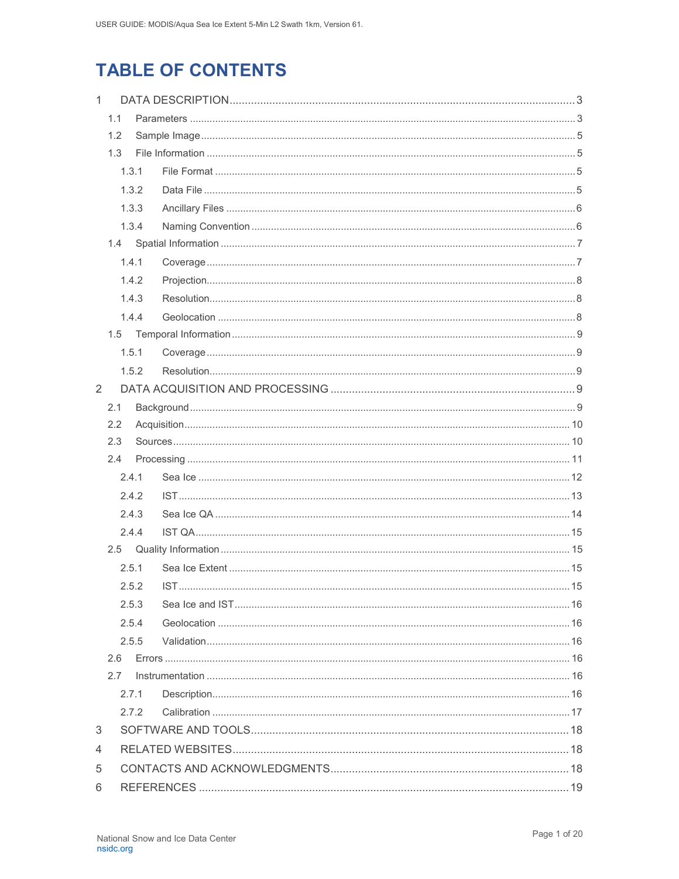# TABLE OF CONTENTS

1 DATA DESCRIPTION ........ 3
- 1.1 Parameters ........ 3
- 1.2 Sample Image ........ 5
- 1.3 File Information ........ 5
  - 1.3.1 File Format ........ 5
  - 1.3.2 Data File ........ 5
  - 1.3.3 Ancillary Files ........ 6
  - 1.3.4 Naming Convention ........ 6
- 1.4 Spatial Information ........ 7
  - 1.4.1 Coverage ........ 7
  - 1.4.2 Projection ........ 8
  - 1.4.3 Resolution ........ 8
  - 1.4.4 Geolocation ........ 8
- 1.5 Temporal Information ........ 9
  - 1.5.1 Coverage ........ 9
  - 1.5.2 Resolution ........ 9

2 DATA ACQUISITION AND PROCESSING ........ 9
- 2.1 Background ........ 9
- 2.2 Acquisition ........ 10
- 2.3 Sources ........ 10
- 2.4 Processing ........ 11
  - 2.4.1 Sea Ice ........ 12
  - 2.4.2 IST ........ 13
  - 2.4.3 Sea Ice QA ........ 14
  - 2.4.4 IST QA ........ 15
- 2.5 Quality Information ........ 15
  - 2.5.1 Sea Ice Extent ........ 15
  - 2.5.2 IST ........ 15
  - 2.5.3 Sea Ice and IST ........ 16
  - 2.5.4 Geolocation ........ 16
  - 2.5.5 Validation ........ 16
- 2.6 Errors ........ 16
- 2.7 Instrumentation ........ 16
  - 2.7.1 Description ........ 16
  - 2.7.2 Calibration ........ 17

3 SOFTWARE AND TOOLS ........ 18

4 RELATED WEBSITES ........ 18

5 CONTACTS AND ACKNOWLEDGMENTS ........ 18

6 REFERENCES ........ 19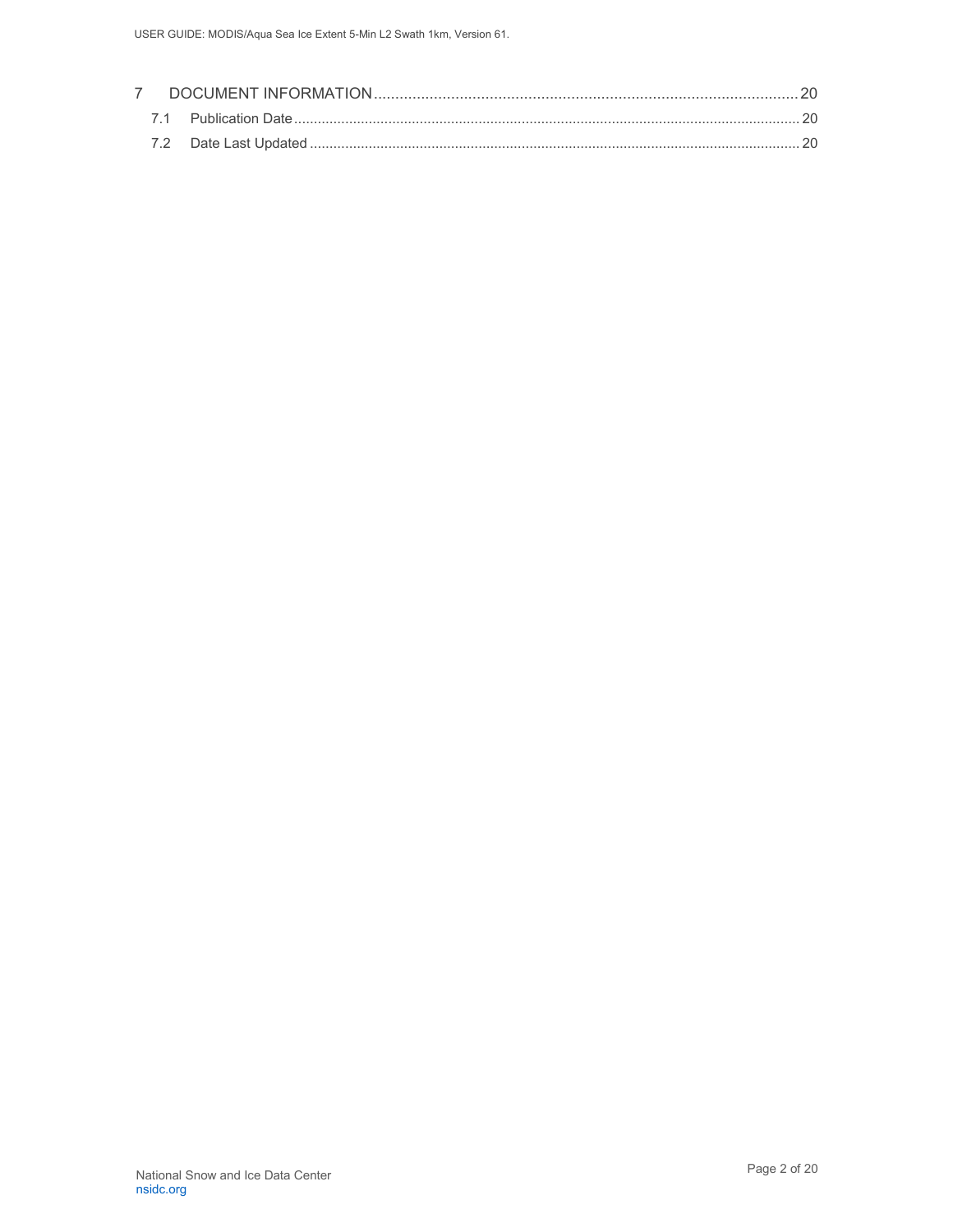7 DOCUMENT INFORMATION ........................................................................................ 20

7.1 Publication Date ........................................................................................ 20

7.2 Date Last Updated ........................................................................................ 20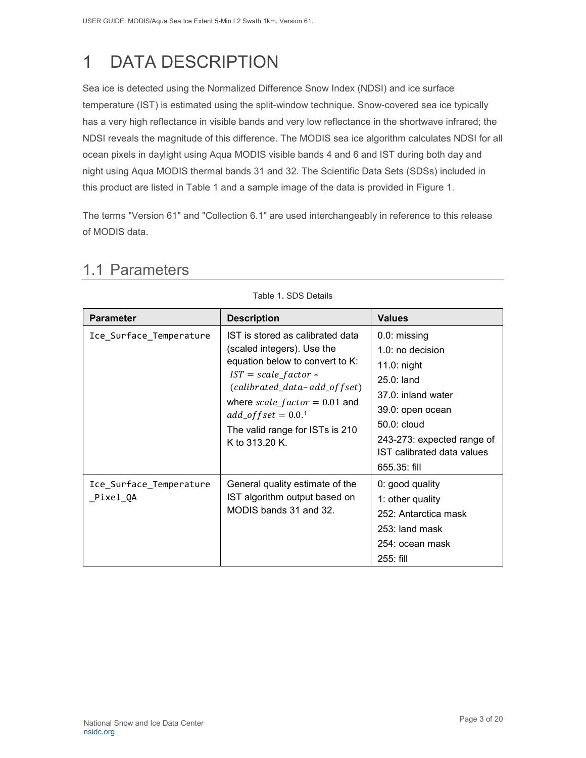# 1 DATA DESCRIPTION

Sea ice is detected using the Normalized Difference Snow Index (NDSI) and ice surface temperature (IST) is estimated using the split-window technique. Snow-covered sea ice typically has a very high reflectance in visible bands and very low reflectance in the shortwave infrared; the NDSI reveals the magnitude of this difference. The MODIS sea ice algorithm calculates NDSI for all ocean pixels in daylight using Aqua MODIS visible bands 4 and 6 and IST during both day and night using Aqua MODIS thermal bands 31 and 32. The Scientific Data Sets (SDSs) included in this product are listed in Table 1 and a sample image of the data is provided in Figure 1.

The terms "Version 61" and "Collection 6.1" are used interchangeably in reference to this release of MODIS data.

## 1.1 Parameters

Table 1. SDS Details

| Parameter | Description | Values |
|---|---|---|
| `Ice_Surface_Temperature` | IST is stored as calibrated data (scaled integers). Use the equation below to convert to K: $IST = scale\_factor * (calibrated\_data - add\_offset)$ where $scale\_factor = 0.01$ and $add\_offset = 0.0$.[1] The valid range for ISTs is 210 K to 313.20 K. | 0.0: missing<br>1.0: no decision<br>11.0: night<br>25.0: land<br>37.0: inland water<br>39.0: open ocean<br>50.0: cloud<br>243-273: expected range of IST calibrated data values<br>655.35: fill |
| `Ice_Surface_Temperature_Pixel_QA` | General quality estimate of the IST algorithm output based on MODIS bands 31 and 32. | 0: good quality<br>1: other quality<br>252: Antarctica mask<br>253: land mask<br>254: ocean mask<br>255: fill |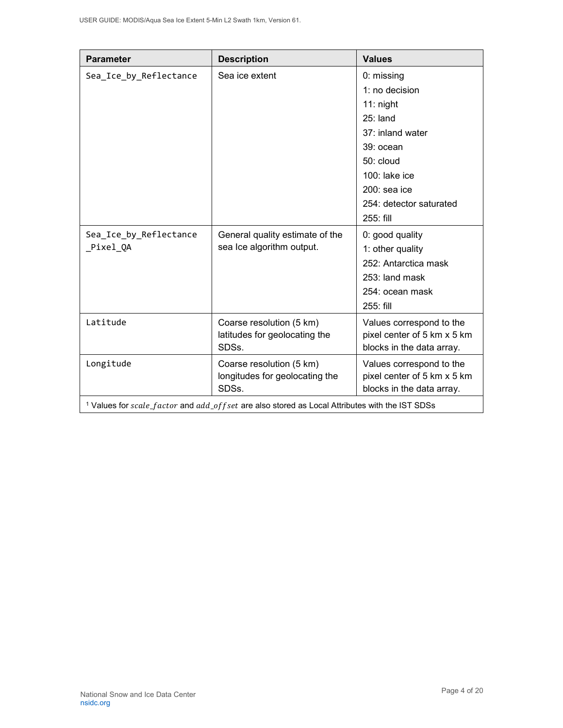| Parameter | Description | Values |
| --- | --- | --- |
| `Sea_Ice_by_Reflectance` | Sea ice extent | 0: missing<br>1: no decision<br>11: night<br>25: land<br>37: inland water<br>39: ocean<br>50: cloud<br>100: lake ice<br>200: sea ice<br>254: detector saturated<br>255: fill |
| `Sea_Ice_by_Reflectance_Pixel_QA` | General quality estimate of the sea Ice algorithm output. | 0: good quality<br>1: other quality<br>252: Antarctica mask<br>253: land mask<br>254: ocean mask<br>255: fill |
| `Latitude` | Coarse resolution (5 km) latitudes for geolocating the SDSs. | Values correspond to the pixel center of 5 km x 5 km blocks in the data array. |
| `Longitude` | Coarse resolution (5 km) longitudes for geolocating the SDSs. | Values correspond to the pixel center of 5 km x 5 km blocks in the data array. |
| [1] Values for *scale_factor* and *add_offset* are also stored as Local Attributes with the IST SDSs | | |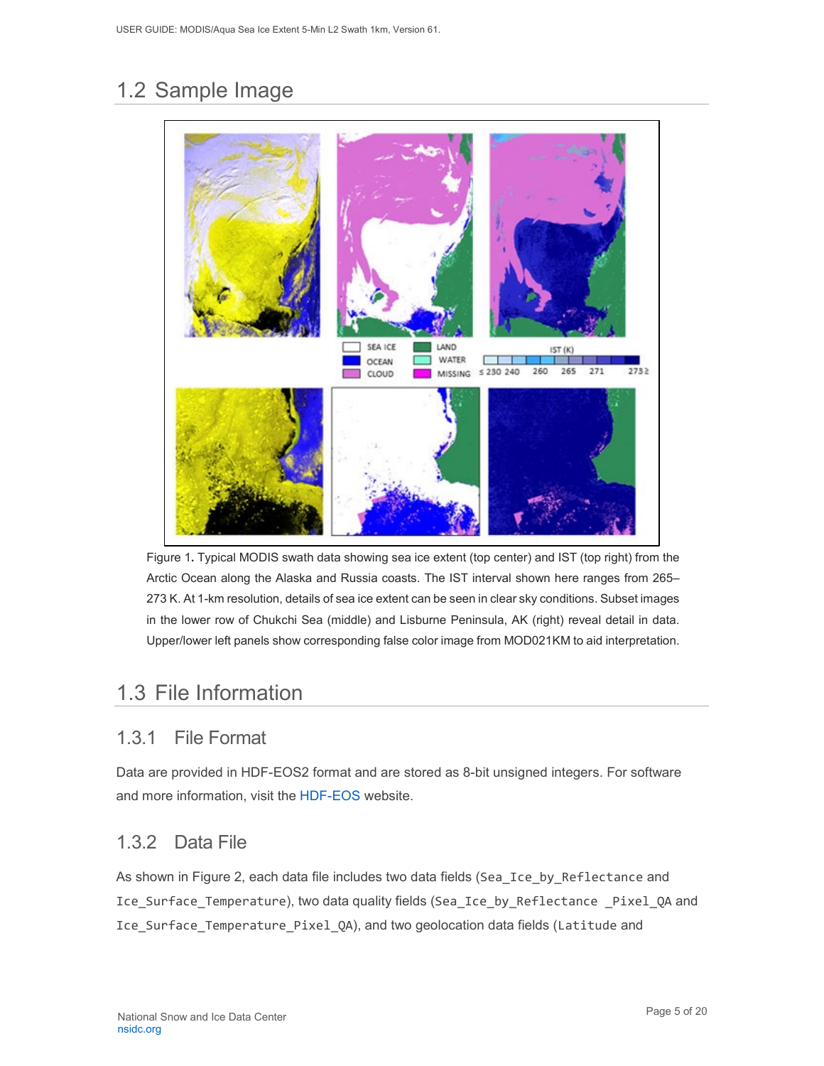## 1.2 Sample Image

Figure 1. Typical MODIS swath data showing sea ice extent (top center) and IST (top right) from the Arctic Ocean along the Alaska and Russia coasts. The IST interval shown here ranges from 265–273 K. At 1-km resolution, details of sea ice extent can be seen in clear sky conditions. Subset images in the lower row of Chukchi Sea (middle) and Lisburne Peninsula, AK (right) reveal detail in data. Upper/lower left panels show corresponding false color image from MOD021KM to aid interpretation.

## 1.3 File Information

### 1.3.1 File Format

Data are provided in HDF-EOS2 format and are stored as 8-bit unsigned integers. For software and more information, visit the HDF-EOS website.

### 1.3.2 Data File

As shown in Figure 2, each data file includes two data fields (`Sea_Ice_by_Reflectance` and `Ice_Surface_Temperature`), two data quality fields (`Sea_Ice_by_Reflectance _Pixel_QA` and `Ice_Surface_Temperature_Pixel_QA`), and two geolocation data fields (`Latitude` and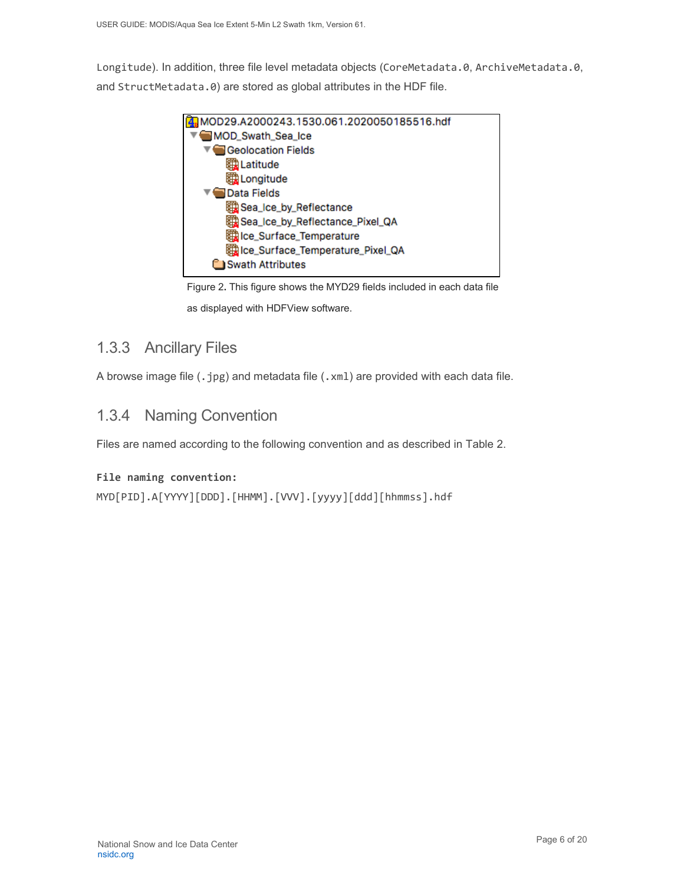Longitude). In addition, three file level metadata objects (CoreMetadata.0, ArchiveMetadata.0, and StructMetadata.0) are stored as global attributes in the HDF file.

```
MOD29.A2000243.1530.061.2020050185516.hdf
  MOD_Swath_Sea_Ice
    Geolocation Fields
      Latitude
      Longitude
    Data Fields
      Sea_Ice_by_Reflectance
      Sea_Ice_by_Reflectance_Pixel_QA
      Ice_Surface_Temperature
      Ice_Surface_Temperature_Pixel_QA
    Swath Attributes
```

Figure 2. This figure shows the MYD29 fields included in each data file as displayed with HDFView software.

### 1.3.3 Ancillary Files

A browse image file (.jpg) and metadata file (.xml) are provided with each data file.

### 1.3.4 Naming Convention

Files are named according to the following convention and as described in Table 2.

**File naming convention:**

MYD[PID].A[YYYY][DDD].[HHMM].[VVV].[yyyy][ddd][hhmmss].hdf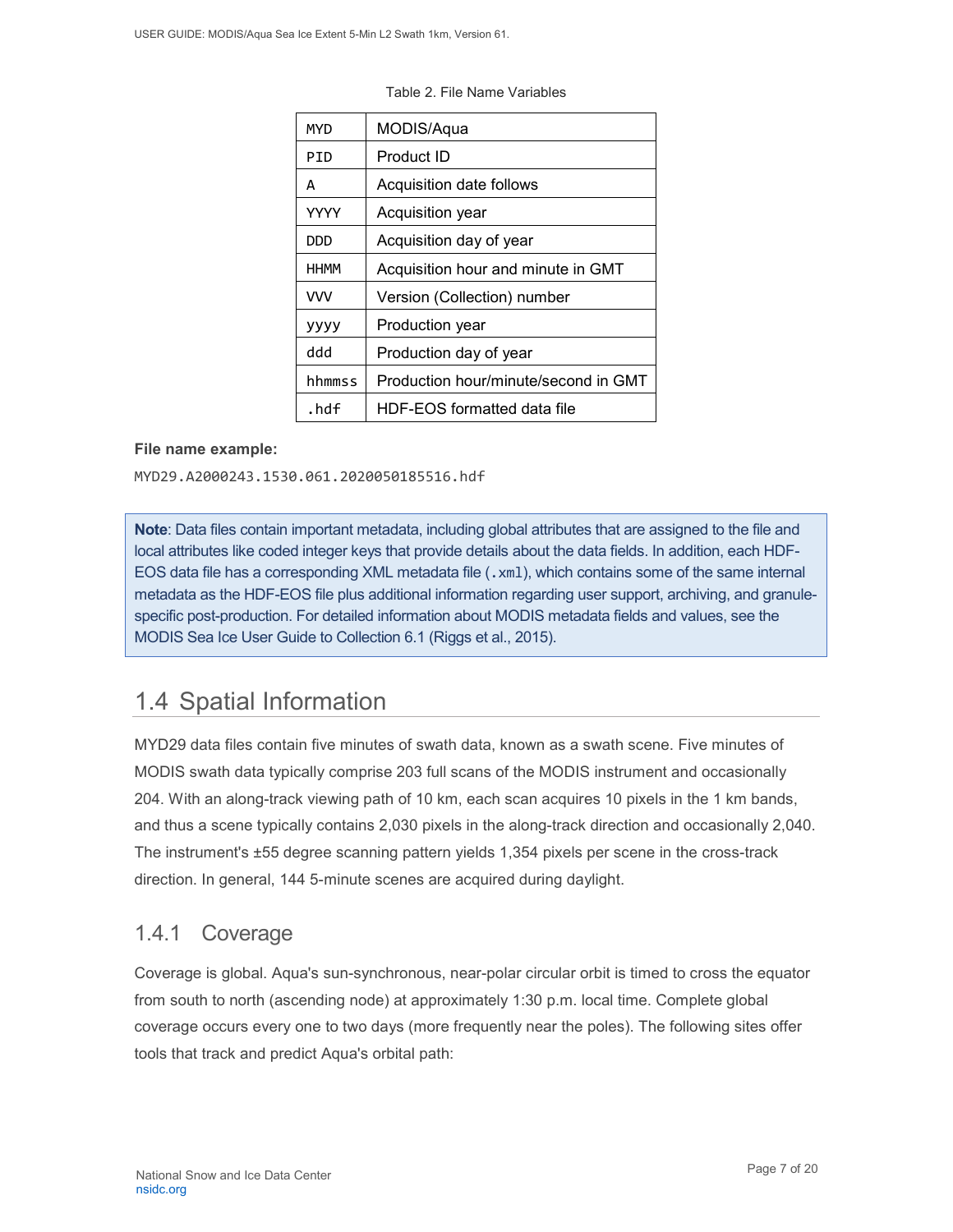Table 2. File Name Variables

| | |
|---|---|
| MYD | MODIS/Aqua |
| PID | Product ID |
| A | Acquisition date follows |
| YYYY | Acquisition year |
| DDD | Acquisition day of year |
| HHMM | Acquisition hour and minute in GMT |
| VVV | Version (Collection) number |
| yyyy | Production year |
| ddd | Production day of year |
| hhmmss | Production hour/minute/second in GMT |
| .hdf | HDF-EOS formatted data file |

**File name example:**

MYD29.A2000243.1530.061.2020050185516.hdf

**Note**: Data files contain important metadata, including global attributes that are assigned to the file and local attributes like coded integer keys that provide details about the data fields. In addition, each HDF-EOS data file has a corresponding XML metadata file (.xml), which contains some of the same internal metadata as the HDF-EOS file plus additional information regarding user support, archiving, and granule-specific post-production. For detailed information about MODIS metadata fields and values, see the MODIS Sea Ice User Guide to Collection 6.1 (Riggs et al., 2015).

## 1.4 Spatial Information

MYD29 data files contain five minutes of swath data, known as a swath scene. Five minutes of MODIS swath data typically comprise 203 full scans of the MODIS instrument and occasionally 204. With an along-track viewing path of 10 km, each scan acquires 10 pixels in the 1 km bands, and thus a scene typically contains 2,030 pixels in the along-track direction and occasionally 2,040. The instrument's ±55 degree scanning pattern yields 1,354 pixels per scene in the cross-track direction. In general, 144 5-minute scenes are acquired during daylight.

### 1.4.1 Coverage

Coverage is global. Aqua's sun-synchronous, near-polar circular orbit is timed to cross the equator from south to north (ascending node) at approximately 1:30 p.m. local time. Complete global coverage occurs every one to two days (more frequently near the poles). The following sites offer tools that track and predict Aqua's orbital path: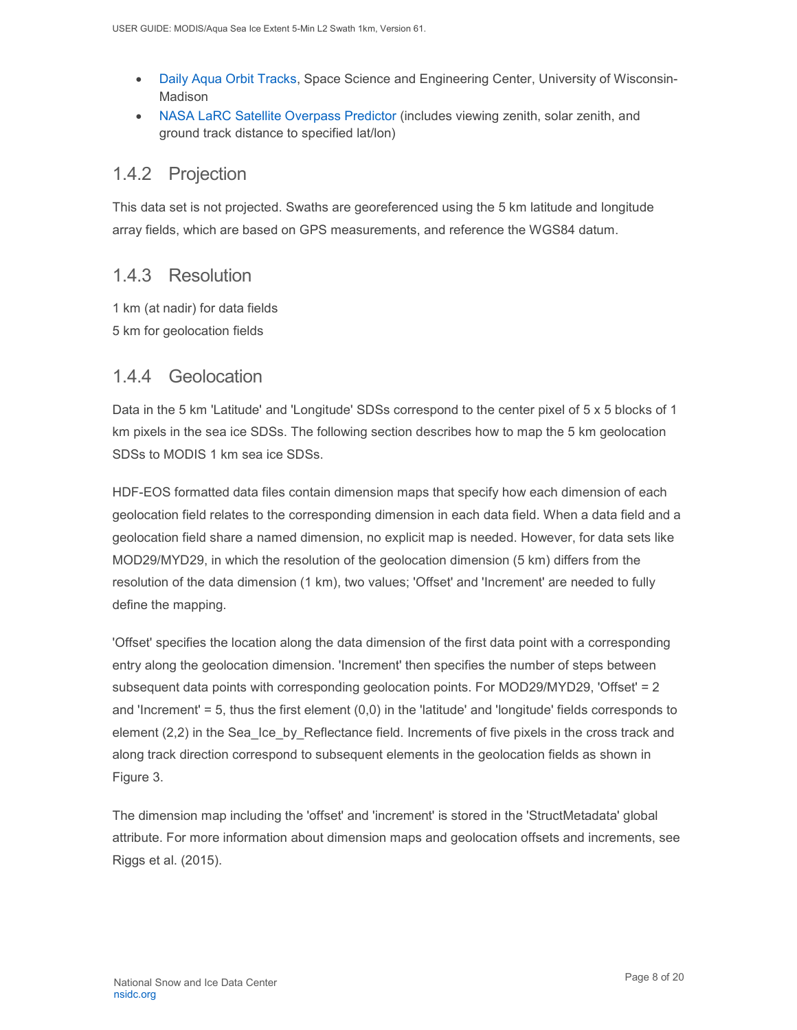- Daily Aqua Orbit Tracks, Space Science and Engineering Center, University of Wisconsin-Madison
- NASA LaRC Satellite Overpass Predictor (includes viewing zenith, solar zenith, and ground track distance to specified lat/lon)

### 1.4.2 Projection

This data set is not projected. Swaths are georeferenced using the 5 km latitude and longitude array fields, which are based on GPS measurements, and reference the WGS84 datum.

### 1.4.3 Resolution

1 km (at nadir) for data fields

5 km for geolocation fields

### 1.4.4 Geolocation

Data in the 5 km 'Latitude' and 'Longitude' SDSs correspond to the center pixel of 5 x 5 blocks of 1 km pixels in the sea ice SDSs. The following section describes how to map the 5 km geolocation SDSs to MODIS 1 km sea ice SDSs.

HDF-EOS formatted data files contain dimension maps that specify how each dimension of each geolocation field relates to the corresponding dimension in each data field. When a data field and a geolocation field share a named dimension, no explicit map is needed. However, for data sets like MOD29/MYD29, in which the resolution of the geolocation dimension (5 km) differs from the resolution of the data dimension (1 km), two values; 'Offset' and 'Increment' are needed to fully define the mapping.

'Offset' specifies the location along the data dimension of the first data point with a corresponding entry along the geolocation dimension. 'Increment' then specifies the number of steps between subsequent data points with corresponding geolocation points. For MOD29/MYD29, 'Offset' = 2 and 'Increment' = 5, thus the first element (0,0) in the 'latitude' and 'longitude' fields corresponds to element (2,2) in the Sea_Ice_by_Reflectance field. Increments of five pixels in the cross track and along track direction correspond to subsequent elements in the geolocation fields as shown in Figure 3.

The dimension map including the 'offset' and 'increment' is stored in the 'StructMetadata' global attribute. For more information about dimension maps and geolocation offsets and increments, see Riggs et al. (2015).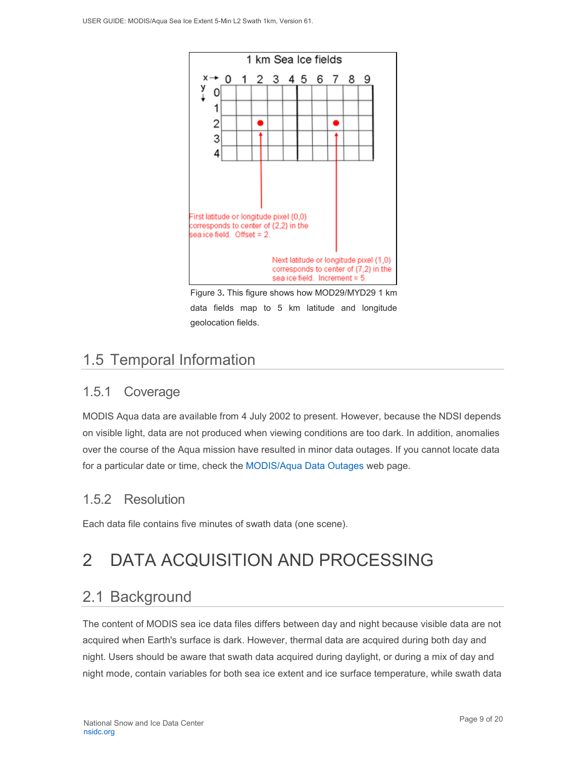Figure 3. This figure shows how MOD29/MYD29 1 km data fields map to 5 km latitude and longitude geolocation fields.

## 1.5 Temporal Information

### 1.5.1 Coverage

MODIS Aqua data are available from 4 July 2002 to present. However, because the NDSI depends on visible light, data are not produced when viewing conditions are too dark. In addition, anomalies over the course of the Aqua mission have resulted in minor data outages. If you cannot locate data for a particular date or time, check the MODIS/Aqua Data Outages web page.

### 1.5.2 Resolution

Each data file contains five minutes of swath data (one scene).

# 2 DATA ACQUISITION AND PROCESSING

## 2.1 Background

The content of MODIS sea ice data files differs between day and night because visible data are not acquired when Earth's surface is dark. However, thermal data are acquired during both day and night. Users should be aware that swath data acquired during daylight, or during a mix of day and night mode, contain variables for both sea ice extent and ice surface temperature, while swath data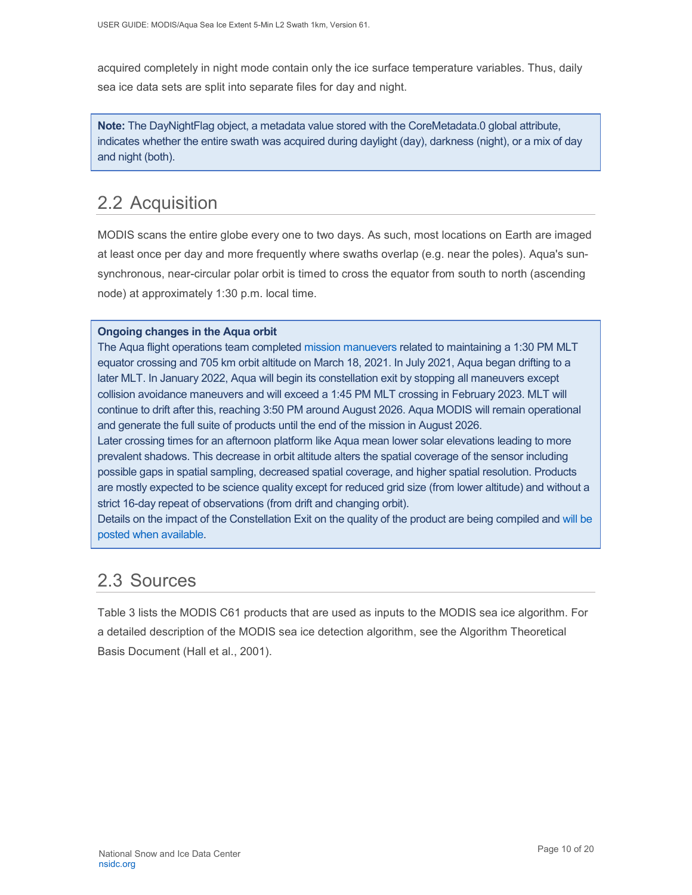acquired completely in night mode contain only the ice surface temperature variables. Thus, daily sea ice data sets are split into separate files for day and night.

> **Note:** The DayNightFlag object, a metadata value stored with the CoreMetadata.0 global attribute, indicates whether the entire swath was acquired during daylight (day), darkness (night), or a mix of day and night (both).

## 2.2 Acquisition

MODIS scans the entire globe every one to two days. As such, most locations on Earth are imaged at least once per day and more frequently where swaths overlap (e.g. near the poles). Aqua's sun-synchronous, near-circular polar orbit is timed to cross the equator from south to north (ascending node) at approximately 1:30 p.m. local time.

> **Ongoing changes in the Aqua orbit**
>
> The Aqua flight operations team completed mission manuevers related to maintaining a 1:30 PM MLT equator crossing and 705 km orbit altitude on March 18, 2021. In July 2021, Aqua began drifting to a later MLT. In January 2022, Aqua will begin its constellation exit by stopping all maneuvers except collision avoidance maneuvers and will exceed a 1:45 PM MLT crossing in February 2023. MLT will continue to drift after this, reaching 3:50 PM around August 2026. Aqua MODIS will remain operational and generate the full suite of products until the end of the mission in August 2026.
>
> Later crossing times for an afternoon platform like Aqua mean lower solar elevations leading to more prevalent shadows. This decrease in orbit altitude alters the spatial coverage of the sensor including possible gaps in spatial sampling, decreased spatial coverage, and higher spatial resolution. Products are mostly expected to be science quality except for reduced grid size (from lower altitude) and without a strict 16-day repeat of observations (from drift and changing orbit).
>
> Details on the impact of the Constellation Exit on the quality of the product are being compiled and will be posted when available.

## 2.3 Sources

Table 3 lists the MODIS C61 products that are used as inputs to the MODIS sea ice algorithm. For a detailed description of the MODIS sea ice detection algorithm, see the Algorithm Theoretical Basis Document (Hall et al., 2001).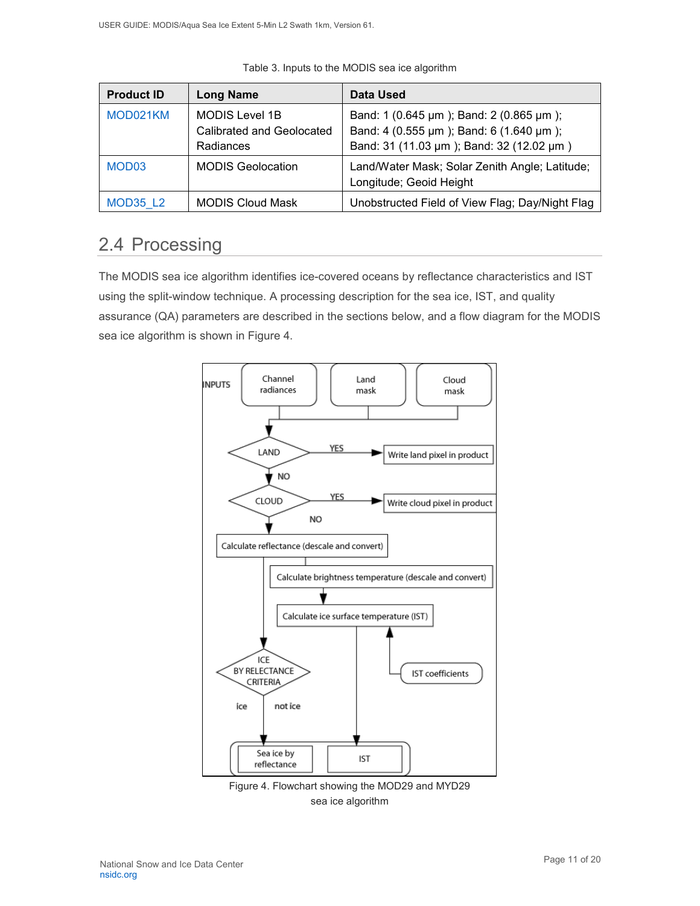Table 3. Inputs to the MODIS sea ice algorithm

| Product ID | Long Name | Data Used |
|---|---|---|
| MOD021KM | MODIS Level 1B Calibrated and Geolocated Radiances | Band: 1 (0.645 µm ); Band: 2 (0.865 µm ); Band: 4 (0.555 µm ); Band: 6 (1.640 µm ); Band: 31 (11.03 µm ); Band: 32 (12.02 µm ) |
| MOD03 | MODIS Geolocation | Land/Water Mask; Solar Zenith Angle; Latitude; Longitude; Geoid Height |
| MOD35_L2 | MODIS Cloud Mask | Unobstructed Field of View Flag; Day/Night Flag |

## 2.4 Processing

The MODIS sea ice algorithm identifies ice-covered oceans by reflectance characteristics and IST using the split-window technique. A processing description for the sea ice, IST, and quality assurance (QA) parameters are described in the sections below, and a flow diagram for the MODIS sea ice algorithm is shown in Figure 4.

INPUTS: Channel radiances; Land mask; Cloud mask

LAND — YES → Write land pixel in product; NO ↓

CLOUD — YES → Write cloud pixel in product; NO ↓

Calculate reflectance (descale and convert)

Calculate brightness temperature (descale and convert)

Calculate ice surface temperature (IST) ← IST coefficients

ICE BY RELECTANCE CRITERIA — ice / not ice

Sea ice by reflectance; IST

Figure 4. Flowchart showing the MOD29 and MYD29 sea ice algorithm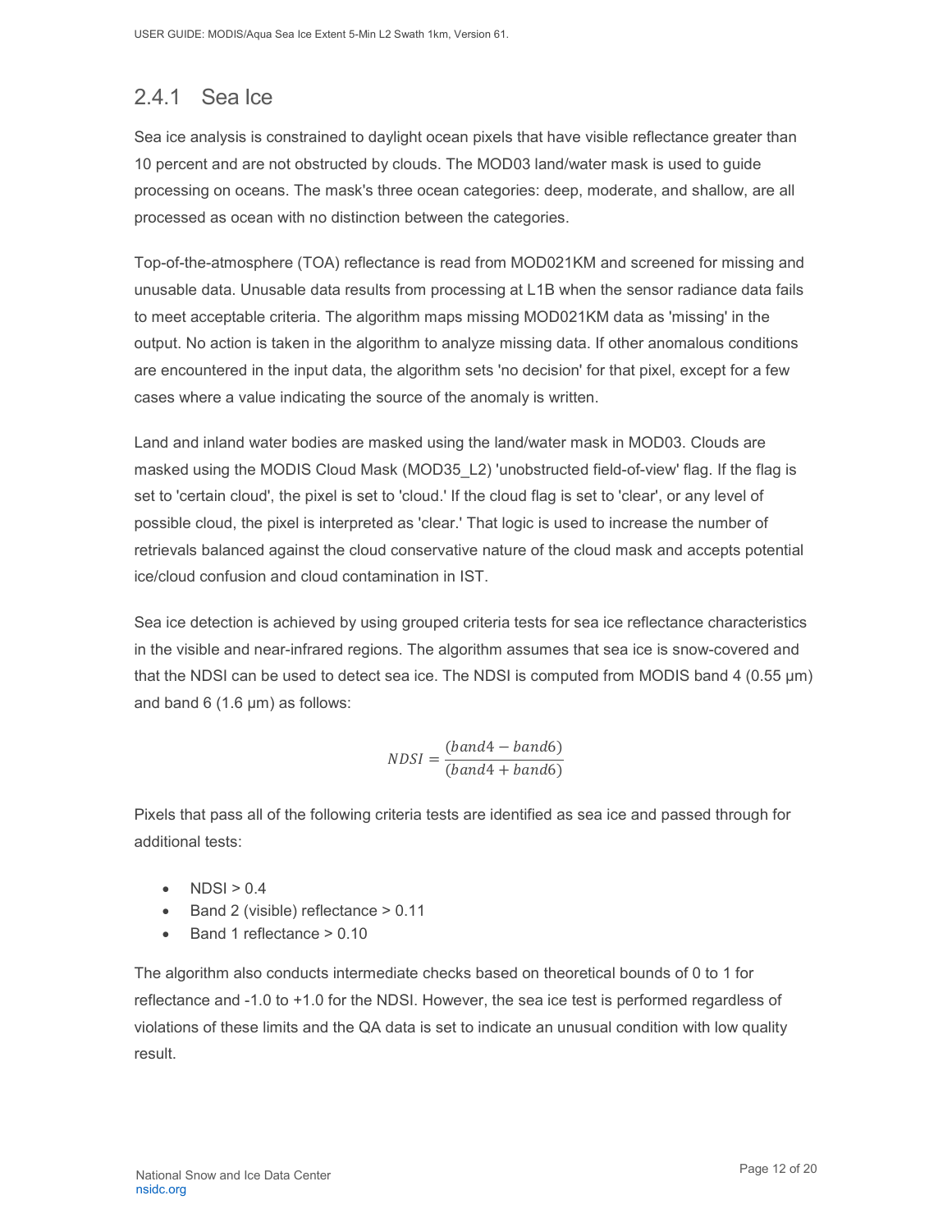### 2.4.1 Sea Ice

Sea ice analysis is constrained to daylight ocean pixels that have visible reflectance greater than 10 percent and are not obstructed by clouds. The MOD03 land/water mask is used to guide processing on oceans. The mask's three ocean categories: deep, moderate, and shallow, are all processed as ocean with no distinction between the categories.

Top-of-the-atmosphere (TOA) reflectance is read from MOD021KM and screened for missing and unusable data. Unusable data results from processing at L1B when the sensor radiance data fails to meet acceptable criteria. The algorithm maps missing MOD021KM data as 'missing' in the output. No action is taken in the algorithm to analyze missing data. If other anomalous conditions are encountered in the input data, the algorithm sets 'no decision' for that pixel, except for a few cases where a value indicating the source of the anomaly is written.

Land and inland water bodies are masked using the land/water mask in MOD03. Clouds are masked using the MODIS Cloud Mask (MOD35_L2) 'unobstructed field-of-view' flag. If the flag is set to 'certain cloud', the pixel is set to 'cloud.' If the cloud flag is set to 'clear', or any level of possible cloud, the pixel is interpreted as 'clear.' That logic is used to increase the number of retrievals balanced against the cloud conservative nature of the cloud mask and accepts potential ice/cloud confusion and cloud contamination in IST.

Sea ice detection is achieved by using grouped criteria tests for sea ice reflectance characteristics in the visible and near-infrared regions. The algorithm assumes that sea ice is snow-covered and that the NDSI can be used to detect sea ice. The NDSI is computed from MODIS band 4 (0.55 µm) and band 6 (1.6 µm) as follows:

$$NDSI = \frac{(band4 - band6)}{(band4 + band6)}$$

Pixels that pass all of the following criteria tests are identified as sea ice and passed through for additional tests:

- NDSI > 0.4
- Band 2 (visible) reflectance > 0.11
- Band 1 reflectance > 0.10

The algorithm also conducts intermediate checks based on theoretical bounds of 0 to 1 for reflectance and -1.0 to +1.0 for the NDSI. However, the sea ice test is performed regardless of violations of these limits and the QA data is set to indicate an unusual condition with low quality result.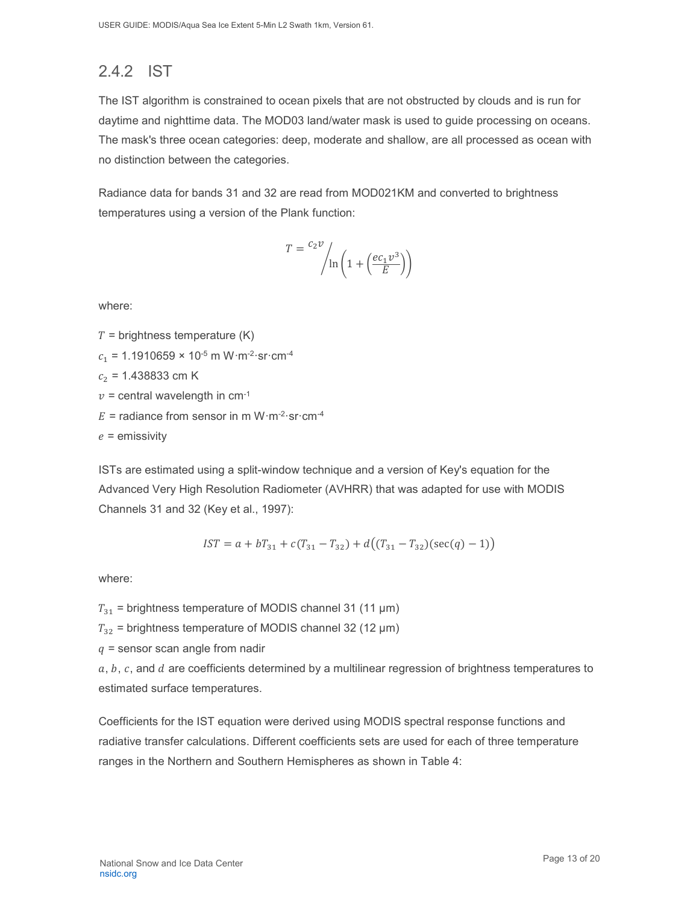### 2.4.2 IST

The IST algorithm is constrained to ocean pixels that are not obstructed by clouds and is run for daytime and nighttime data. The MOD03 land/water mask is used to guide processing on oceans. The mask's three ocean categories: deep, moderate and shallow, are all processed as ocean with no distinction between the categories.

Radiance data for bands 31 and 32 are read from MOD021KM and converted to brightness temperatures using a version of the Plank function:

$$T = {c_2 v}\Big/{\ln\left(1 + \left(\frac{e c_1 v^3}{E}\right)\right)}$$

where:

$T$ = brightness temperature (K)
$c_1$ = 1.1910659 × 10$^{-5}$ m W·m$^{-2}$·sr·cm$^{-4}$
$c_2$ = 1.438833 cm K
$v$ = central wavelength in cm$^{-1}$
$E$ = radiance from sensor in m W·m$^{-2}$·sr·cm$^{-4}$
$e$ = emissivity

ISTs are estimated using a split-window technique and a version of Key's equation for the Advanced Very High Resolution Radiometer (AVHRR) that was adapted for use with MODIS Channels 31 and 32 (Key et al., 1997):

$$IST = a + bT_{31} + c(T_{31} - T_{32}) + d\big((T_{31} - T_{32})(\sec(q) - 1)\big)$$

where:

$T_{31}$ = brightness temperature of MODIS channel 31 (11 µm)
$T_{32}$ = brightness temperature of MODIS channel 32 (12 µm)
$q$ = sensor scan angle from nadir
$a$, $b$, $c$, and $d$ are coefficients determined by a multilinear regression of brightness temperatures to estimated surface temperatures.

Coefficients for the IST equation were derived using MODIS spectral response functions and radiative transfer calculations. Different coefficients sets are used for each of three temperature ranges in the Northern and Southern Hemispheres as shown in Table 4: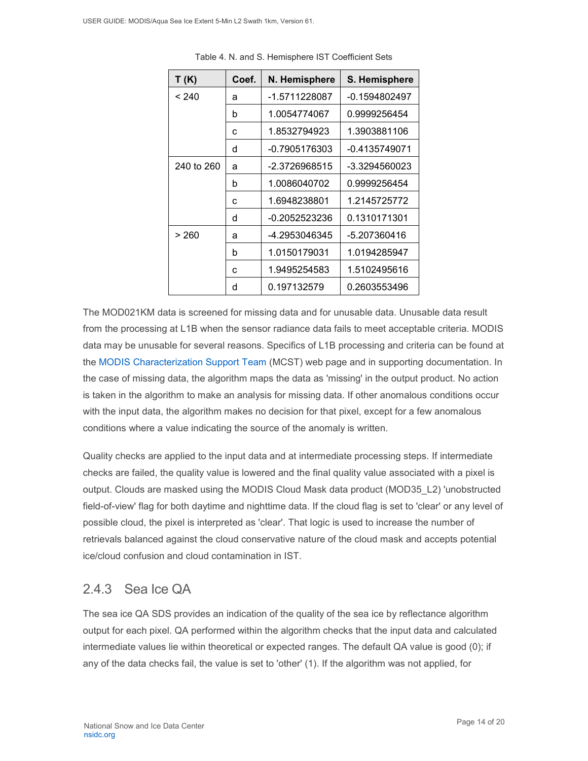Table 4. N. and S. Hemisphere IST Coefficient Sets

| T (K) | Coef. | N. Hemisphere | S. Hemisphere |
|---|---|---|---|
| < 240 | a | -1.5711228087 | -0.1594802497 |
| | b | 1.0054774067 | 0.9999256454 |
| | c | 1.8532794923 | 1.3903881106 |
| | d | -0.7905176303 | -0.4135749071 |
| 240 to 260 | a | -2.3726968515 | -3.3294560023 |
| | b | 1.0086040702 | 0.9999256454 |
| | c | 1.6948238801 | 1.2145725772 |
| | d | -0.2052523236 | 0.1310171301 |
| > 260 | a | -4.2953046345 | -5.207360416 |
| | b | 1.0150179031 | 1.0194285947 |
| | c | 1.9495254583 | 1.5102495616 |
| | d | 0.197132579 | 0.2603553496 |

The MOD021KM data is screened for missing data and for unusable data. Unusable data result from the processing at L1B when the sensor radiance data fails to meet acceptable criteria. MODIS data may be unusable for several reasons. Specifics of L1B processing and criteria can be found at the MODIS Characterization Support Team (MCST) web page and in supporting documentation. In the case of missing data, the algorithm maps the data as 'missing' in the output product. No action is taken in the algorithm to make an analysis for missing data. If other anomalous conditions occur with the input data, the algorithm makes no decision for that pixel, except for a few anomalous conditions where a value indicating the source of the anomaly is written.

Quality checks are applied to the input data and at intermediate processing steps. If intermediate checks are failed, the quality value is lowered and the final quality value associated with a pixel is output. Clouds are masked using the MODIS Cloud Mask data product (MOD35_L2) 'unobstructed field-of-view' flag for both daytime and nighttime data. If the cloud flag is set to 'clear' or any level of possible cloud, the pixel is interpreted as 'clear'. That logic is used to increase the number of retrievals balanced against the cloud conservative nature of the cloud mask and accepts potential ice/cloud confusion and cloud contamination in IST.

### 2.4.3 Sea Ice QA

The sea ice QA SDS provides an indication of the quality of the sea ice by reflectance algorithm output for each pixel. QA performed within the algorithm checks that the input data and calculated intermediate values lie within theoretical or expected ranges. The default QA value is good (0); if any of the data checks fail, the value is set to 'other' (1). If the algorithm was not applied, for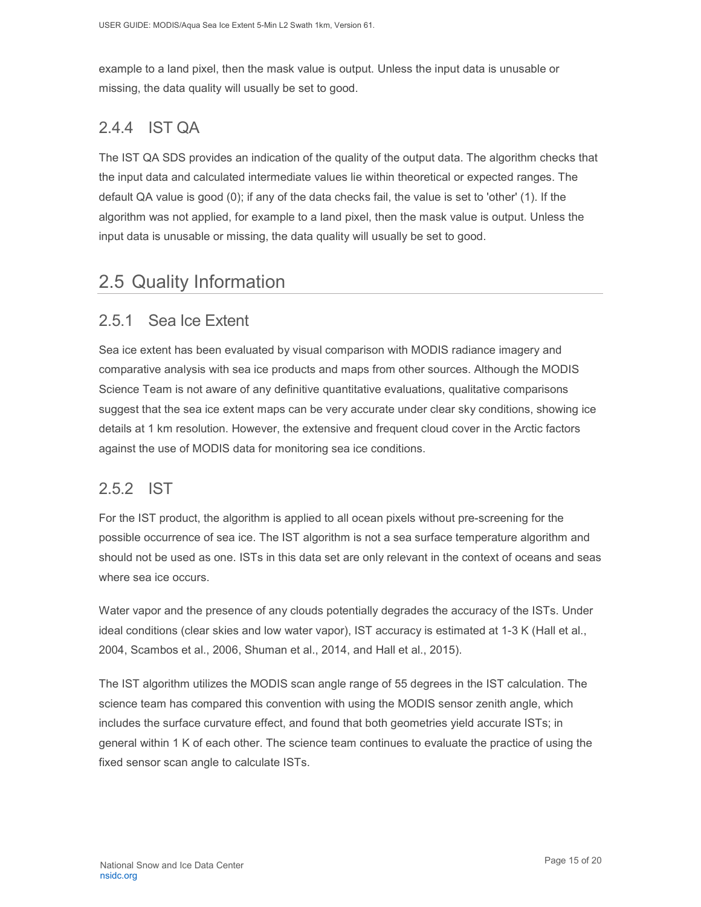example to a land pixel, then the mask value is output. Unless the input data is unusable or missing, the data quality will usually be set to good.

### 2.4.4 IST QA

The IST QA SDS provides an indication of the quality of the output data. The algorithm checks that the input data and calculated intermediate values lie within theoretical or expected ranges. The default QA value is good (0); if any of the data checks fail, the value is set to 'other' (1). If the algorithm was not applied, for example to a land pixel, then the mask value is output. Unless the input data is unusable or missing, the data quality will usually be set to good.

## 2.5 Quality Information

### 2.5.1 Sea Ice Extent

Sea ice extent has been evaluated by visual comparison with MODIS radiance imagery and comparative analysis with sea ice products and maps from other sources. Although the MODIS Science Team is not aware of any definitive quantitative evaluations, qualitative comparisons suggest that the sea ice extent maps can be very accurate under clear sky conditions, showing ice details at 1 km resolution. However, the extensive and frequent cloud cover in the Arctic factors against the use of MODIS data for monitoring sea ice conditions.

### 2.5.2 IST

For the IST product, the algorithm is applied to all ocean pixels without pre-screening for the possible occurrence of sea ice. The IST algorithm is not a sea surface temperature algorithm and should not be used as one. ISTs in this data set are only relevant in the context of oceans and seas where sea ice occurs.

Water vapor and the presence of any clouds potentially degrades the accuracy of the ISTs. Under ideal conditions (clear skies and low water vapor), IST accuracy is estimated at 1-3 K (Hall et al., 2004, Scambos et al., 2006, Shuman et al., 2014, and Hall et al., 2015).

The IST algorithm utilizes the MODIS scan angle range of 55 degrees in the IST calculation. The science team has compared this convention with using the MODIS sensor zenith angle, which includes the surface curvature effect, and found that both geometries yield accurate ISTs; in general within 1 K of each other. The science team continues to evaluate the practice of using the fixed sensor scan angle to calculate ISTs.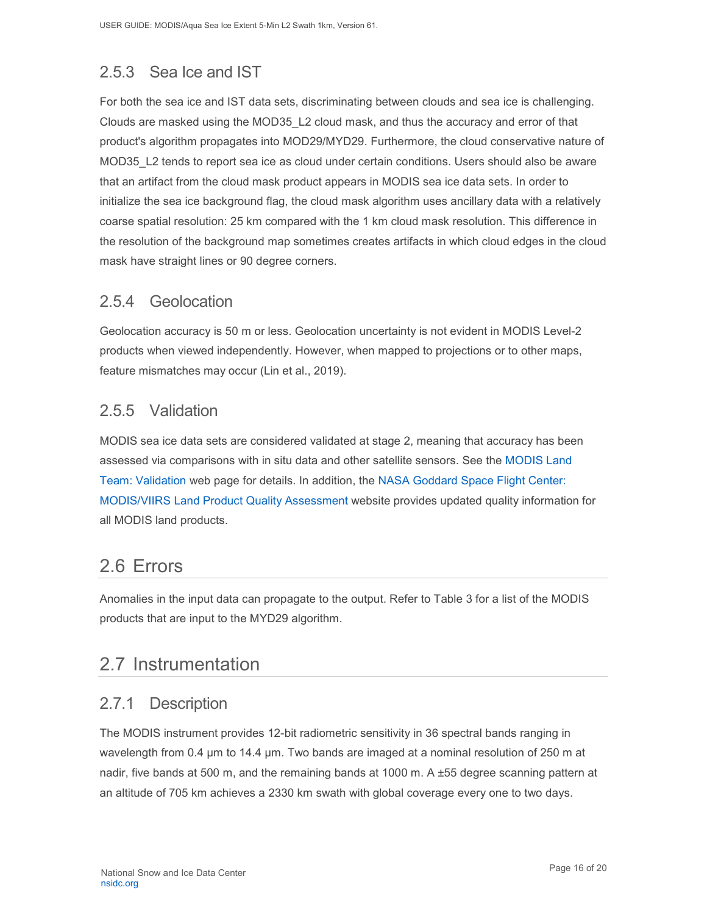### 2.5.3 Sea Ice and IST

For both the sea ice and IST data sets, discriminating between clouds and sea ice is challenging. Clouds are masked using the MOD35_L2 cloud mask, and thus the accuracy and error of that product's algorithm propagates into MOD29/MYD29. Furthermore, the cloud conservative nature of MOD35_L2 tends to report sea ice as cloud under certain conditions. Users should also be aware that an artifact from the cloud mask product appears in MODIS sea ice data sets. In order to initialize the sea ice background flag, the cloud mask algorithm uses ancillary data with a relatively coarse spatial resolution: 25 km compared with the 1 km cloud mask resolution. This difference in the resolution of the background map sometimes creates artifacts in which cloud edges in the cloud mask have straight lines or 90 degree corners.

### 2.5.4 Geolocation

Geolocation accuracy is 50 m or less. Geolocation uncertainty is not evident in MODIS Level-2 products when viewed independently. However, when mapped to projections or to other maps, feature mismatches may occur (Lin et al., 2019).

### 2.5.5 Validation

MODIS sea ice data sets are considered validated at stage 2, meaning that accuracy has been assessed via comparisons with in situ data and other satellite sensors. See the MODIS Land Team: Validation web page for details. In addition, the NASA Goddard Space Flight Center: MODIS/VIIRS Land Product Quality Assessment website provides updated quality information for all MODIS land products.

## 2.6 Errors

Anomalies in the input data can propagate to the output. Refer to Table 3 for a list of the MODIS products that are input to the MYD29 algorithm.

## 2.7 Instrumentation

### 2.7.1 Description

The MODIS instrument provides 12-bit radiometric sensitivity in 36 spectral bands ranging in wavelength from 0.4 µm to 14.4 µm. Two bands are imaged at a nominal resolution of 250 m at nadir, five bands at 500 m, and the remaining bands at 1000 m. A ±55 degree scanning pattern at an altitude of 705 km achieves a 2330 km swath with global coverage every one to two days.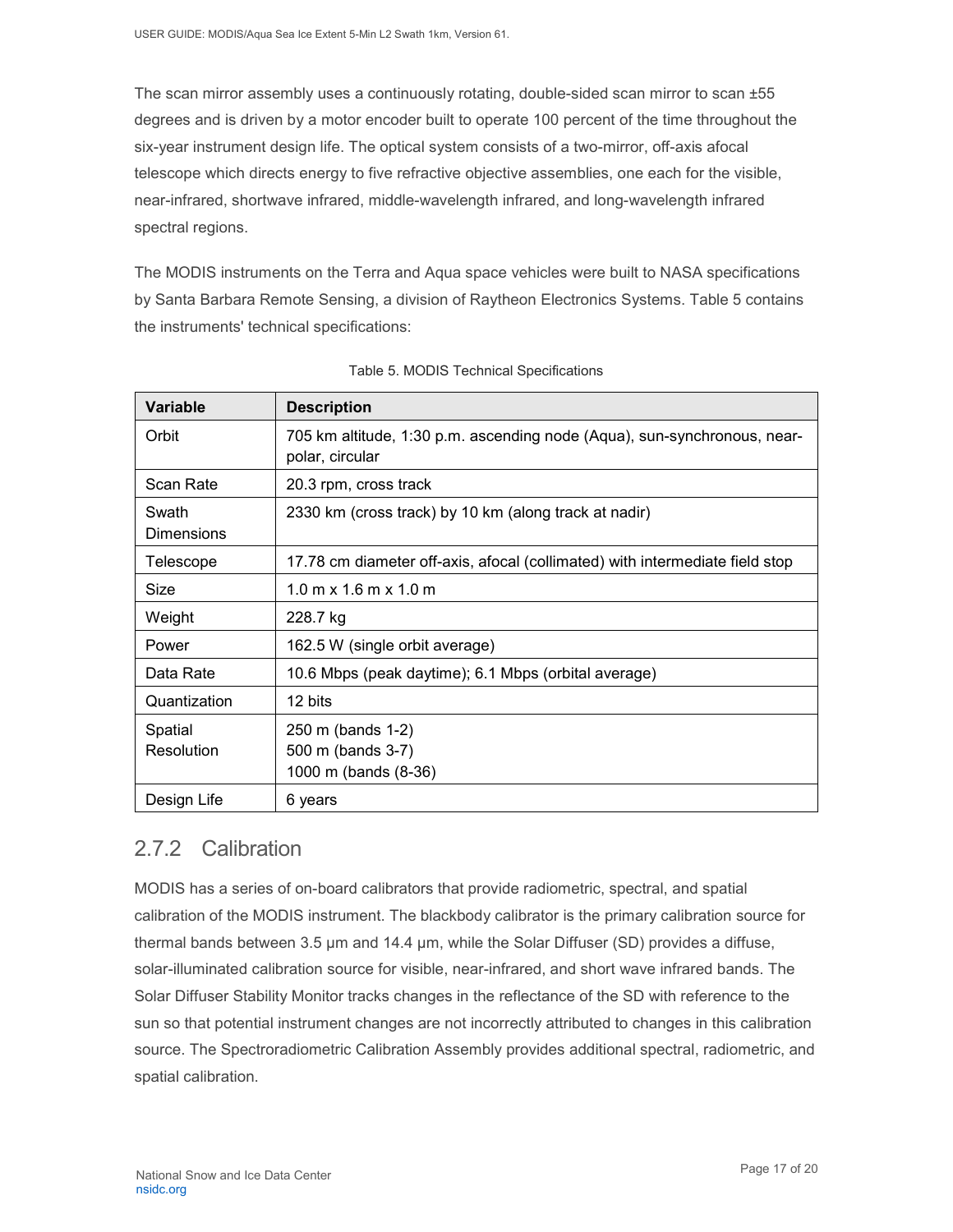The scan mirror assembly uses a continuously rotating, double-sided scan mirror to scan ±55 degrees and is driven by a motor encoder built to operate 100 percent of the time throughout the six-year instrument design life. The optical system consists of a two-mirror, off-axis afocal telescope which directs energy to five refractive objective assemblies, one each for the visible, near-infrared, shortwave infrared, middle-wavelength infrared, and long-wavelength infrared spectral regions.

The MODIS instruments on the Terra and Aqua space vehicles were built to NASA specifications by Santa Barbara Remote Sensing, a division of Raytheon Electronics Systems. Table 5 contains the instruments' technical specifications:

Table 5. MODIS Technical Specifications

| Variable | Description |
|---|---|
| Orbit | 705 km altitude, 1:30 p.m. ascending node (Aqua), sun-synchronous, near-polar, circular |
| Scan Rate | 20.3 rpm, cross track |
| Swath Dimensions | 2330 km (cross track) by 10 km (along track at nadir) |
| Telescope | 17.78 cm diameter off-axis, afocal (collimated) with intermediate field stop |
| Size | 1.0 m x 1.6 m x 1.0 m |
| Weight | 228.7 kg |
| Power | 162.5 W (single orbit average) |
| Data Rate | 10.6 Mbps (peak daytime); 6.1 Mbps (orbital average) |
| Quantization | 12 bits |
| Spatial Resolution | 250 m (bands 1-2)<br>500 m (bands 3-7)<br>1000 m (bands (8-36) |
| Design Life | 6 years |

## 2.7.2 Calibration

MODIS has a series of on-board calibrators that provide radiometric, spectral, and spatial calibration of the MODIS instrument. The blackbody calibrator is the primary calibration source for thermal bands between 3.5 μm and 14.4 μm, while the Solar Diffuser (SD) provides a diffuse, solar-illuminated calibration source for visible, near-infrared, and short wave infrared bands. The Solar Diffuser Stability Monitor tracks changes in the reflectance of the SD with reference to the sun so that potential instrument changes are not incorrectly attributed to changes in this calibration source. The Spectroradiometric Calibration Assembly provides additional spectral, radiometric, and spatial calibration.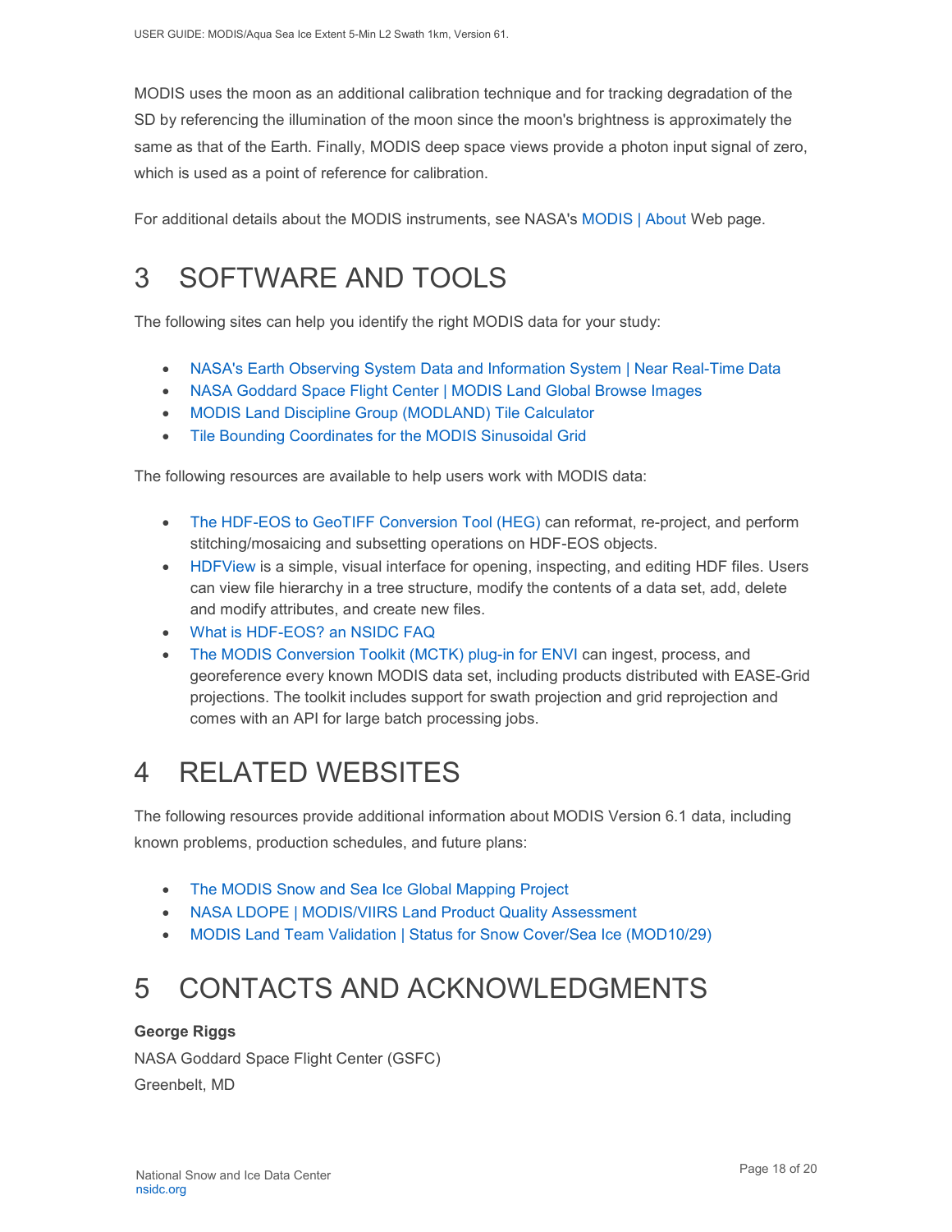MODIS uses the moon as an additional calibration technique and for tracking degradation of the SD by referencing the illumination of the moon since the moon's brightness is approximately the same as that of the Earth. Finally, MODIS deep space views provide a photon input signal of zero, which is used as a point of reference for calibration.

For additional details about the MODIS instruments, see NASA's MODIS | About Web page.

# 3 SOFTWARE AND TOOLS

The following sites can help you identify the right MODIS data for your study:

- NASA's Earth Observing System Data and Information System | Near Real-Time Data
- NASA Goddard Space Flight Center | MODIS Land Global Browse Images
- MODIS Land Discipline Group (MODLAND) Tile Calculator
- Tile Bounding Coordinates for the MODIS Sinusoidal Grid

The following resources are available to help users work with MODIS data:

- The HDF-EOS to GeoTIFF Conversion Tool (HEG) can reformat, re-project, and perform stitching/mosaicing and subsetting operations on HDF-EOS objects.
- HDFView is a simple, visual interface for opening, inspecting, and editing HDF files. Users can view file hierarchy in a tree structure, modify the contents of a data set, add, delete and modify attributes, and create new files.
- What is HDF-EOS? an NSIDC FAQ
- The MODIS Conversion Toolkit (MCTK) plug-in for ENVI can ingest, process, and georeference every known MODIS data set, including products distributed with EASE-Grid projections. The toolkit includes support for swath projection and grid reprojection and comes with an API for large batch processing jobs.

# 4 RELATED WEBSITES

The following resources provide additional information about MODIS Version 6.1 data, including known problems, production schedules, and future plans:

- The MODIS Snow and Sea Ice Global Mapping Project
- NASA LDOPE | MODIS/VIIRS Land Product Quality Assessment
- MODIS Land Team Validation | Status for Snow Cover/Sea Ice (MOD10/29)

# 5 CONTACTS AND ACKNOWLEDGMENTS

**George Riggs**

NASA Goddard Space Flight Center (GSFC)

Greenbelt, MD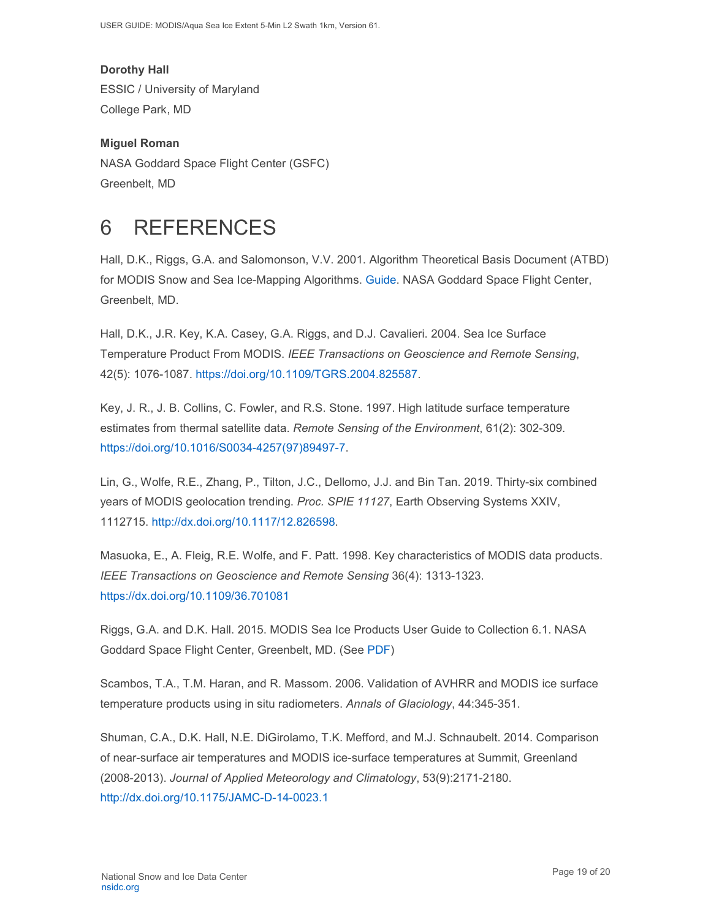**Dorothy Hall**
ESSIC / University of Maryland
College Park, MD

**Miguel Roman**
NASA Goddard Space Flight Center (GSFC)
Greenbelt, MD

# 6 REFERENCES

Hall, D.K., Riggs, G.A. and Salomonson, V.V. 2001. Algorithm Theoretical Basis Document (ATBD) for MODIS Snow and Sea Ice-Mapping Algorithms. Guide. NASA Goddard Space Flight Center, Greenbelt, MD.

Hall, D.K., J.R. Key, K.A. Casey, G.A. Riggs, and D.J. Cavalieri. 2004. Sea Ice Surface Temperature Product From MODIS. *IEEE Transactions on Geoscience and Remote Sensing*, 42(5): 1076-1087. https://doi.org/10.1109/TGRS.2004.825587.

Key, J. R., J. B. Collins, C. Fowler, and R.S. Stone. 1997. High latitude surface temperature estimates from thermal satellite data. *Remote Sensing of the Environment*, 61(2): 302-309. https://doi.org/10.1016/S0034-4257(97)89497-7.

Lin, G., Wolfe, R.E., Zhang, P., Tilton, J.C., Dellomo, J.J. and Bin Tan. 2019. Thirty-six combined years of MODIS geolocation trending. *Proc. SPIE 11127*, Earth Observing Systems XXIV, 1112715. http://dx.doi.org/10.1117/12.826598.

Masuoka, E., A. Fleig, R.E. Wolfe, and F. Patt. 1998. Key characteristics of MODIS data products. *IEEE Transactions on Geoscience and Remote Sensing* 36(4): 1313-1323. https://dx.doi.org/10.1109/36.701081

Riggs, G.A. and D.K. Hall. 2015. MODIS Sea Ice Products User Guide to Collection 6.1. NASA Goddard Space Flight Center, Greenbelt, MD. (See PDF)

Scambos, T.A., T.M. Haran, and R. Massom. 2006. Validation of AVHRR and MODIS ice surface temperature products using in situ radiometers. *Annals of Glaciology*, 44:345-351.

Shuman, C.A., D.K. Hall, N.E. DiGirolamo, T.K. Mefford, and M.J. Schnaubelt. 2014. Comparison of near-surface air temperatures and MODIS ice-surface temperatures at Summit, Greenland (2008-2013). *Journal of Applied Meteorology and Climatology*, 53(9):2171-2180. http://dx.doi.org/10.1175/JAMC-D-14-0023.1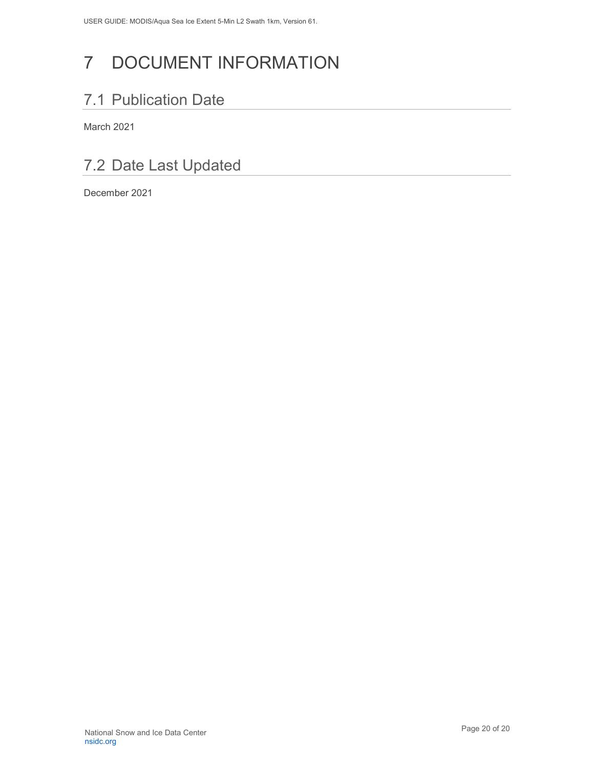# 7 DOCUMENT INFORMATION

## 7.1 Publication Date

March 2021

## 7.2 Date Last Updated

December 2021